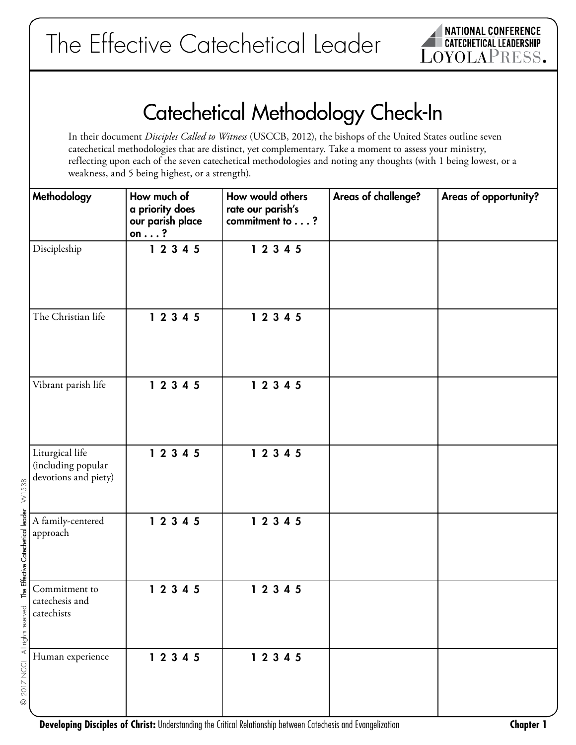# The Effective Catechetical Leader

## Catechetical Methodology Check-In

In their document *Disciples Called to Witness* (USCCB, 2012), the bishops of the United States outline seven catechetical methodologies that are distinct, yet complementary. Take a moment to assess your ministry, reflecting upon each of the seven catechetical methodologies and noting any thoughts (with 1 being lowest, or a weakness, and 5 being highest, or a strength).

| Methodology | How much of a priority does our parish place on . . . ? | How would others rate our parish's commitment to . . . ? | Areas of challenge? | Areas of opportunity? |
|---|---|---|---|---|
| Discipleship | 1 2 3 4 5 | 1 2 3 4 5 | | |
| The Christian life | 1 2 3 4 5 | 1 2 3 4 5 | | |
| Vibrant parish life | 1 2 3 4 5 | 1 2 3 4 5 | | |
| Liturgical life (including popular devotions and piety) | 1 2 3 4 5 | 1 2 3 4 5 | | |
| A family-centered approach | 1 2 3 4 5 | 1 2 3 4 5 | | |
| Commitment to catechesis and catechists | 1 2 3 4 5 | 1 2 3 4 5 | | |
| Human experience | 1 2 3 4 5 | 1 2 3 4 5 | | |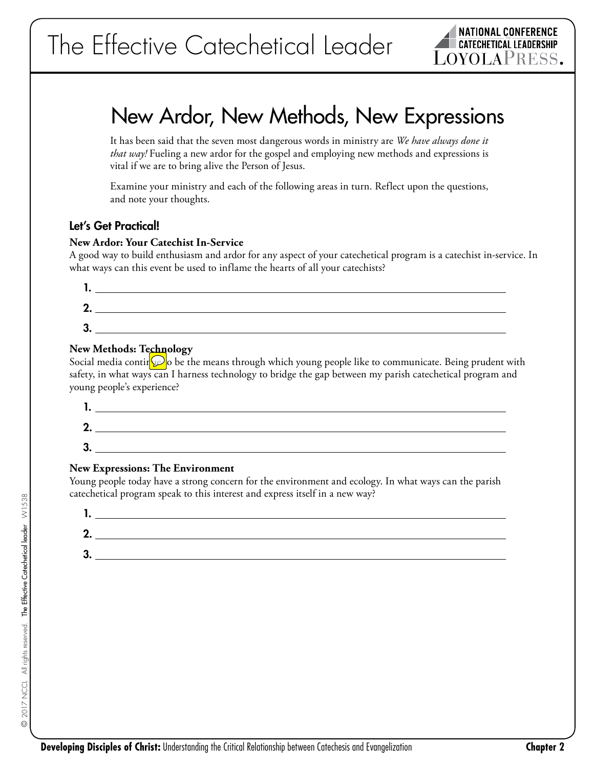# New Ardor, New Methods, New Expressions

It has been said that the seven most dangerous words in ministry are *We have always done it that way!* Fueling a new ardor for the gospel and employing new methods and expressions is vital if we are to bring alive the Person of Jesus.

Examine your ministry and each of the following areas in turn. Reflect upon the questions, and note your thoughts.

## Let's Get Practical!

**New Ardor: Your Catechist In-Service**

A good way to build enthusiasm and ardor for any aspect of your catechetical program is a catechist in-service. In what ways can this event be used to inflame the hearts of all your catechists?

**1.** ______________________________

**2.** ______________________________

**3.** ______________________________

**New Methods: Technology**

Social media continues to be the means through which young people like to communicate. Being prudent with safety, in what ways can I harness technology to bridge the gap between my parish catechetical program and young people's experience?

**1.** ______________________________

**2.** ______________________________

**3.** ______________________________

**New Expressions: The Environment**

Young people today have a strong concern for the environment and ecology. In what ways can the parish catechetical program speak to this interest and express itself in a new way?

**1.** ______________________________

**2.** ______________________________

**3.** ______________________________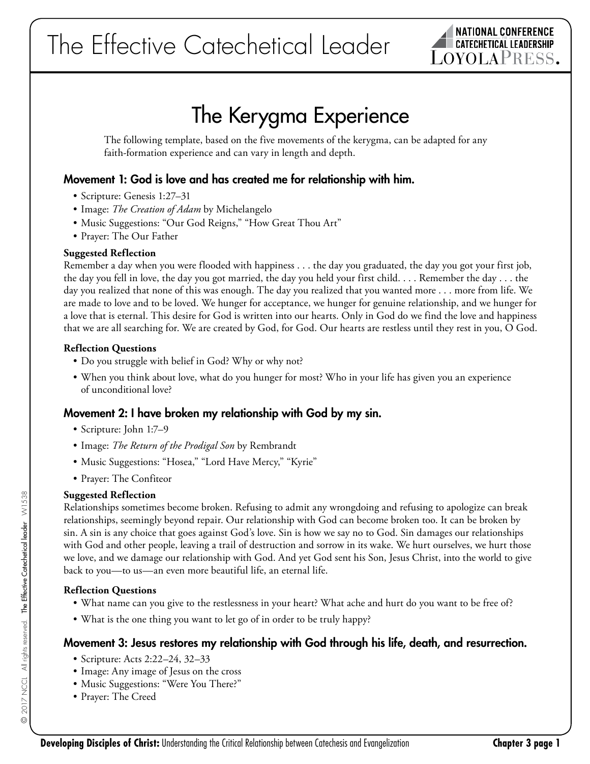# The Kerygma Experience

The following template, based on the five movements of the kerygma, can be adapted for any faith-formation experience and can vary in length and depth.

## Movement 1: God is love and has created me for relationship with him.

- Scripture: Genesis 1:27–31
- Image: *The Creation of Adam* by Michelangelo
- Music Suggestions: "Our God Reigns," "How Great Thou Art"
- Prayer: The Our Father

**Suggested Reflection**

Remember a day when you were flooded with happiness . . . the day you graduated, the day you got your first job, the day you fell in love, the day you got married, the day you held your first child. . . . Remember the day . . . the day you realized that none of this was enough. The day you realized that you wanted more . . . more from life. We are made to love and to be loved. We hunger for acceptance, we hunger for genuine relationship, and we hunger for a love that is eternal. This desire for God is written into our hearts. Only in God do we find the love and happiness that we are all searching for. We are created by God, for God. Our hearts are restless until they rest in you, O God.

**Reflection Questions**

- Do you struggle with belief in God? Why or why not?
- When you think about love, what do you hunger for most? Who in your life has given you an experience of unconditional love?

## Movement 2: I have broken my relationship with God by my sin.

- Scripture: John 1:7–9
- Image: *The Return of the Prodigal Son* by Rembrandt
- Music Suggestions: "Hosea," "Lord Have Mercy," "Kyrie"
- Prayer: The Confiteor

**Suggested Reflection**

Relationships sometimes become broken. Refusing to admit any wrongdoing and refusing to apologize can break relationships, seemingly beyond repair. Our relationship with God can become broken too. It can be broken by sin. A sin is any choice that goes against God's love. Sin is how we say no to God. Sin damages our relationships with God and other people, leaving a trail of destruction and sorrow in its wake. We hurt ourselves, we hurt those we love, and we damage our relationship with God. And yet God sent his Son, Jesus Christ, into the world to give back to you—to us—an even more beautiful life, an eternal life.

**Reflection Questions**

- What name can you give to the restlessness in your heart? What ache and hurt do you want to be free of?
- What is the one thing you want to let go of in order to be truly happy?

## Movement 3: Jesus restores my relationship with God through his life, death, and resurrection.

- Scripture: Acts 2:22–24, 32–33
- Image: Any image of Jesus on the cross
- Music Suggestions: "Were You There?"
- Prayer: The Creed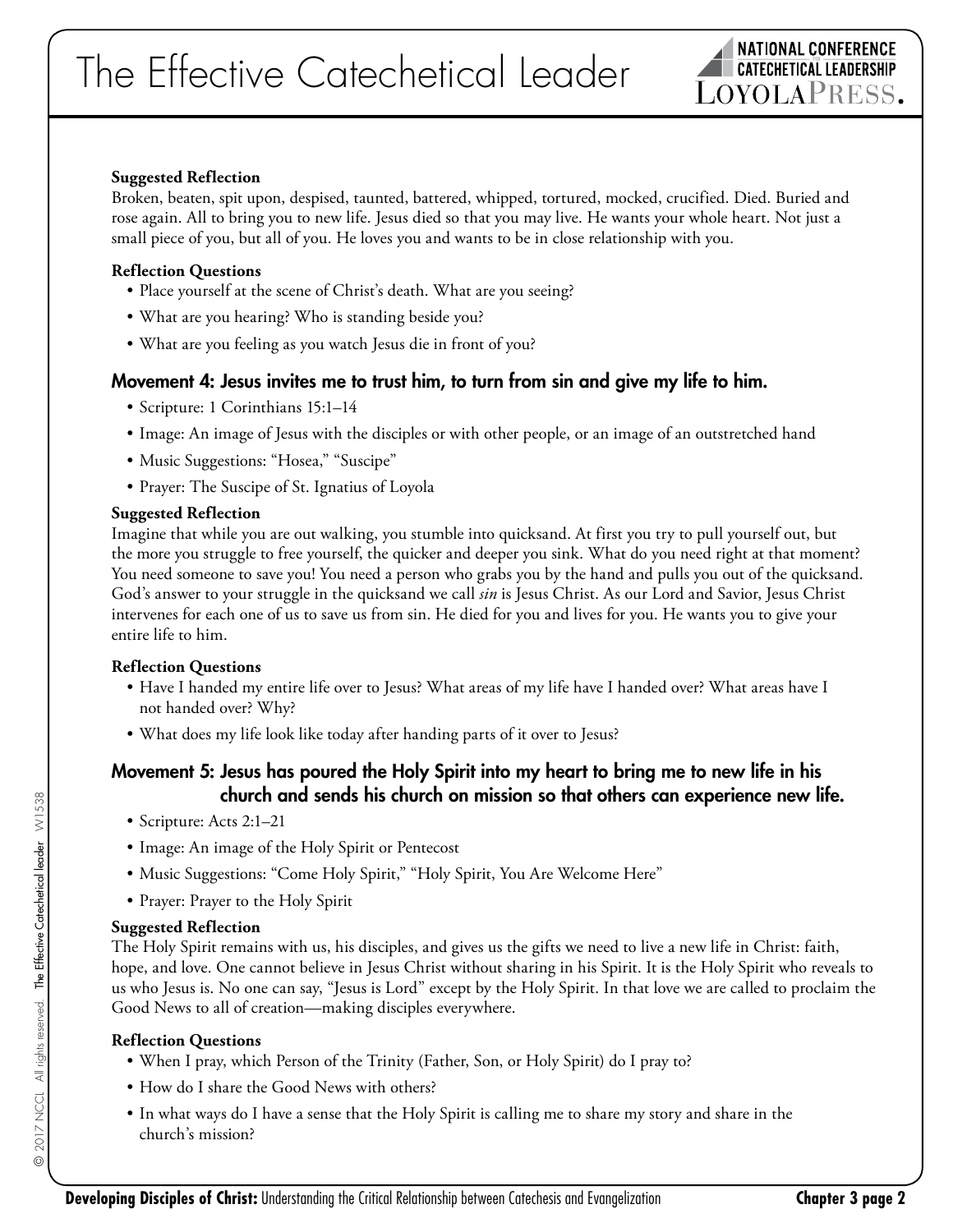**Suggested Reflection**

Broken, beaten, spit upon, despised, taunted, battered, whipped, tortured, mocked, crucified. Died. Buried and rose again. All to bring you to new life. Jesus died so that you may live. He wants your whole heart. Not just a small piece of you, but all of you. He loves you and wants to be in close relationship with you.

**Reflection Questions**

- Place yourself at the scene of Christ's death. What are you seeing?
- What are you hearing? Who is standing beside you?
- What are you feeling as you watch Jesus die in front of you?

## Movement 4: Jesus invites me to trust him, to turn from sin and give my life to him.

- Scripture: 1 Corinthians 15:1–14
- Image: An image of Jesus with the disciples or with other people, or an image of an outstretched hand
- Music Suggestions: "Hosea," "Suscipe"
- Prayer: The Suscipe of St. Ignatius of Loyola

**Suggested Reflection**

Imagine that while you are out walking, you stumble into quicksand. At first you try to pull yourself out, but the more you struggle to free yourself, the quicker and deeper you sink. What do you need right at that moment? You need someone to save you! You need a person who grabs you by the hand and pulls you out of the quicksand. God's answer to your struggle in the quicksand we call *sin* is Jesus Christ. As our Lord and Savior, Jesus Christ intervenes for each one of us to save us from sin. He died for you and lives for you. He wants you to give your entire life to him.

**Reflection Questions**

- Have I handed my entire life over to Jesus? What areas of my life have I handed over? What areas have I not handed over? Why?
- What does my life look like today after handing parts of it over to Jesus?

## Movement 5: Jesus has poured the Holy Spirit into my heart to bring me to new life in his church and sends his church on mission so that others can experience new life.

- Scripture: Acts 2:1–21
- Image: An image of the Holy Spirit or Pentecost
- Music Suggestions: "Come Holy Spirit," "Holy Spirit, You Are Welcome Here"
- Prayer: Prayer to the Holy Spirit

**Suggested Reflection**

The Holy Spirit remains with us, his disciples, and gives us the gifts we need to live a new life in Christ: faith, hope, and love. One cannot believe in Jesus Christ without sharing in his Spirit. It is the Holy Spirit who reveals to us who Jesus is. No one can say, "Jesus is Lord" except by the Holy Spirit. In that love we are called to proclaim the Good News to all of creation—making disciples everywhere.

**Reflection Questions**

- When I pray, which Person of the Trinity (Father, Son, or Holy Spirit) do I pray to?
- How do I share the Good News with others?
- In what ways do I have a sense that the Holy Spirit is calling me to share my story and share in the church's mission?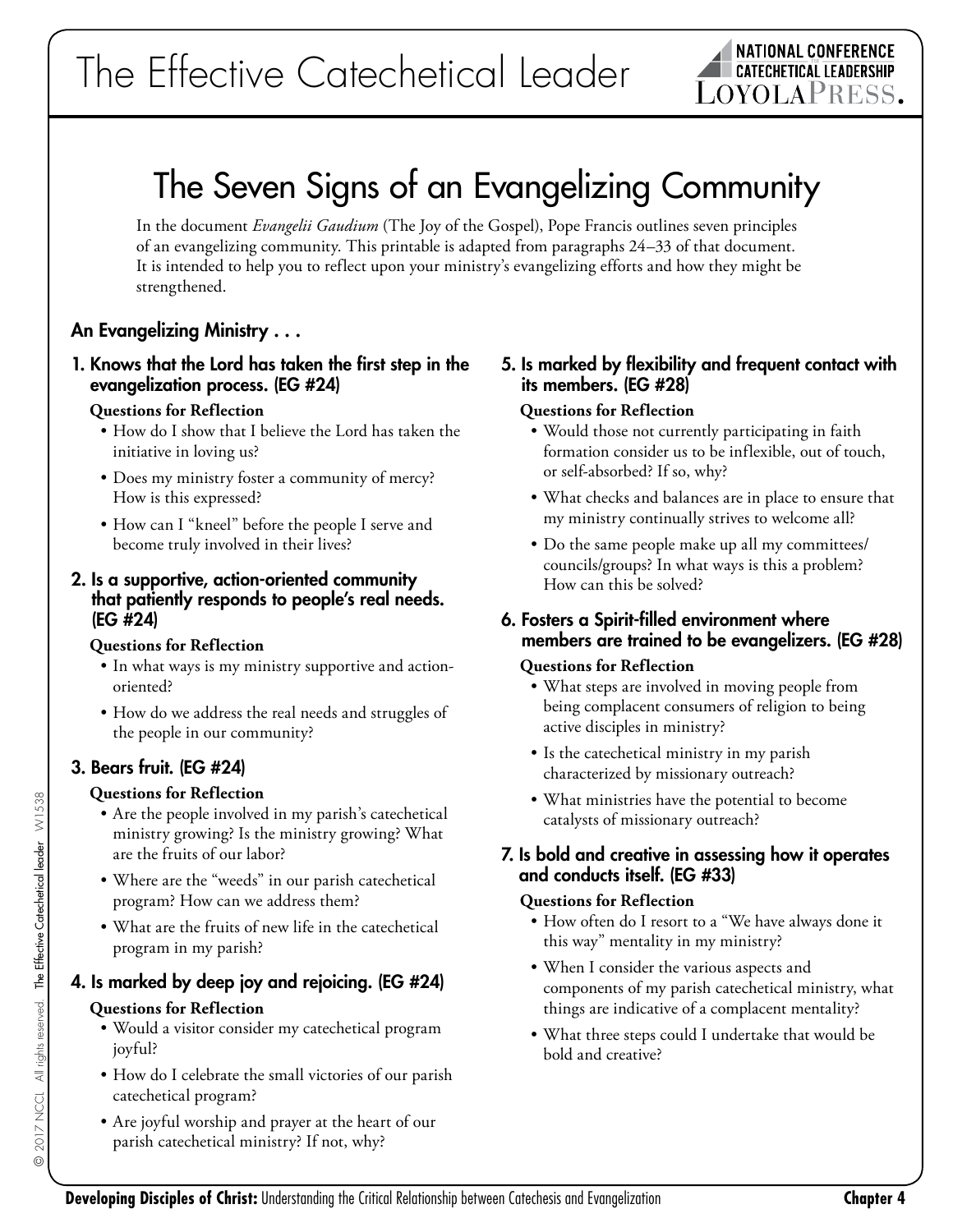# The Seven Signs of an Evangelizing Community

In the document *Evangelii Gaudium* (The Joy of the Gospel), Pope Francis outlines seven principles of an evangelizing community. This printable is adapted from paragraphs 24–33 of that document. It is intended to help you to reflect upon your ministry's evangelizing efforts and how they might be strengthened.

## An Evangelizing Ministry . . .

### 1. Knows that the Lord has taken the first step in the evangelization process. (EG #24)

**Questions for Reflection**

- How do I show that I believe the Lord has taken the initiative in loving us?
- Does my ministry foster a community of mercy? How is this expressed?
- How can I "kneel" before the people I serve and become truly involved in their lives?

### 2. Is a supportive, action-oriented community that patiently responds to people's real needs. (EG #24)

**Questions for Reflection**

- In what ways is my ministry supportive and action-oriented?
- How do we address the real needs and struggles of the people in our community?

### 3. Bears fruit. (EG #24)

**Questions for Reflection**

- Are the people involved in my parish's catechetical ministry growing? Is the ministry growing? What are the fruits of our labor?
- Where are the "weeds" in our parish catechetical program? How can we address them?
- What are the fruits of new life in the catechetical program in my parish?

### 4. Is marked by deep joy and rejoicing. (EG #24)

**Questions for Reflection**

- Would a visitor consider my catechetical program joyful?
- How do I celebrate the small victories of our parish catechetical program?
- Are joyful worship and prayer at the heart of our parish catechetical ministry? If not, why?

### 5. Is marked by flexibility and frequent contact with its members. (EG #28)

**Questions for Reflection**

- Would those not currently participating in faith formation consider us to be inflexible, out of touch, or self-absorbed? If so, why?
- What checks and balances are in place to ensure that my ministry continually strives to welcome all?
- Do the same people make up all my committees/councils/groups? In what ways is this a problem? How can this be solved?

### 6. Fosters a Spirit-filled environment where members are trained to be evangelizers. (EG #28)

**Questions for Reflection**

- What steps are involved in moving people from being complacent consumers of religion to being active disciples in ministry?
- Is the catechetical ministry in my parish characterized by missionary outreach?
- What ministries have the potential to become catalysts of missionary outreach?

### 7. Is bold and creative in assessing how it operates and conducts itself. (EG #33)

**Questions for Reflection**

- How often do I resort to a "We have always done it this way" mentality in my ministry?
- When I consider the various aspects and components of my parish catechetical ministry, what things are indicative of a complacent mentality?
- What three steps could I undertake that would be bold and creative?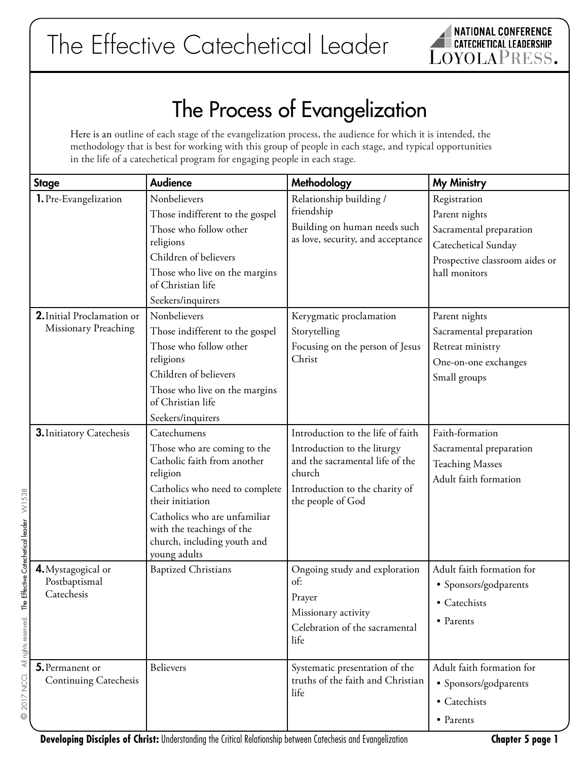# The Effective Catechetical Leader

## The Process of Evangelization

Here is an outline of each stage of the evangelization process, the audience for which it is intended, the methodology that is best for working with this group of people in each stage, and typical opportunities in the life of a catechetical program for engaging people in each stage.

| Stage | Audience | Methodology | My Ministry |
|---|---|---|---|
| **1.** Pre-Evangelization | Nonbelievers<br>Those indifferent to the gospel<br>Those who follow other religions<br>Children of believers<br>Those who live on the margins of Christian life<br>Seekers/inquirers | Relationship building / friendship<br>Building on human needs such as love, security, and acceptance | Registration<br>Parent nights<br>Sacramental preparation<br>Catechetical Sunday<br>Prospective classroom aides or hall monitors |
| **2.** Initial Proclamation or Missionary Preaching | Nonbelievers<br>Those indifferent to the gospel<br>Those who follow other religions<br>Children of believers<br>Those who live on the margins of Christian life<br>Seekers/inquirers | Kerygmatic proclamation<br>Storytelling<br>Focusing on the person of Jesus Christ | Parent nights<br>Sacramental preparation<br>Retreat ministry<br>One-on-one exchanges<br>Small groups |
| **3.** Initiatory Catechesis | Catechumens<br>Those who are coming to the Catholic faith from another religion<br>Catholics who need to complete their initiation<br>Catholics who are unfamiliar with the teachings of the church, including youth and young adults | Introduction to the life of faith<br>Introduction to the liturgy and the sacramental life of the church<br>Introduction to the charity of the people of God | Faith-formation<br>Sacramental preparation<br>Teaching Masses<br>Adult faith formation |
| **4.** Mystagogical or Postbaptismal Catechesis | Baptized Christians | Ongoing study and exploration of:<br>Prayer<br>Missionary activity<br>Celebration of the sacramental life | Adult faith formation for<br>• Sponsors/godparents<br>• Catechists<br>• Parents |
| **5.** Permanent or Continuing Catechesis | Believers | Systematic presentation of the truths of the faith and Christian life | Adult faith formation for<br>• Sponsors/godparents<br>• Catechists<br>• Parents |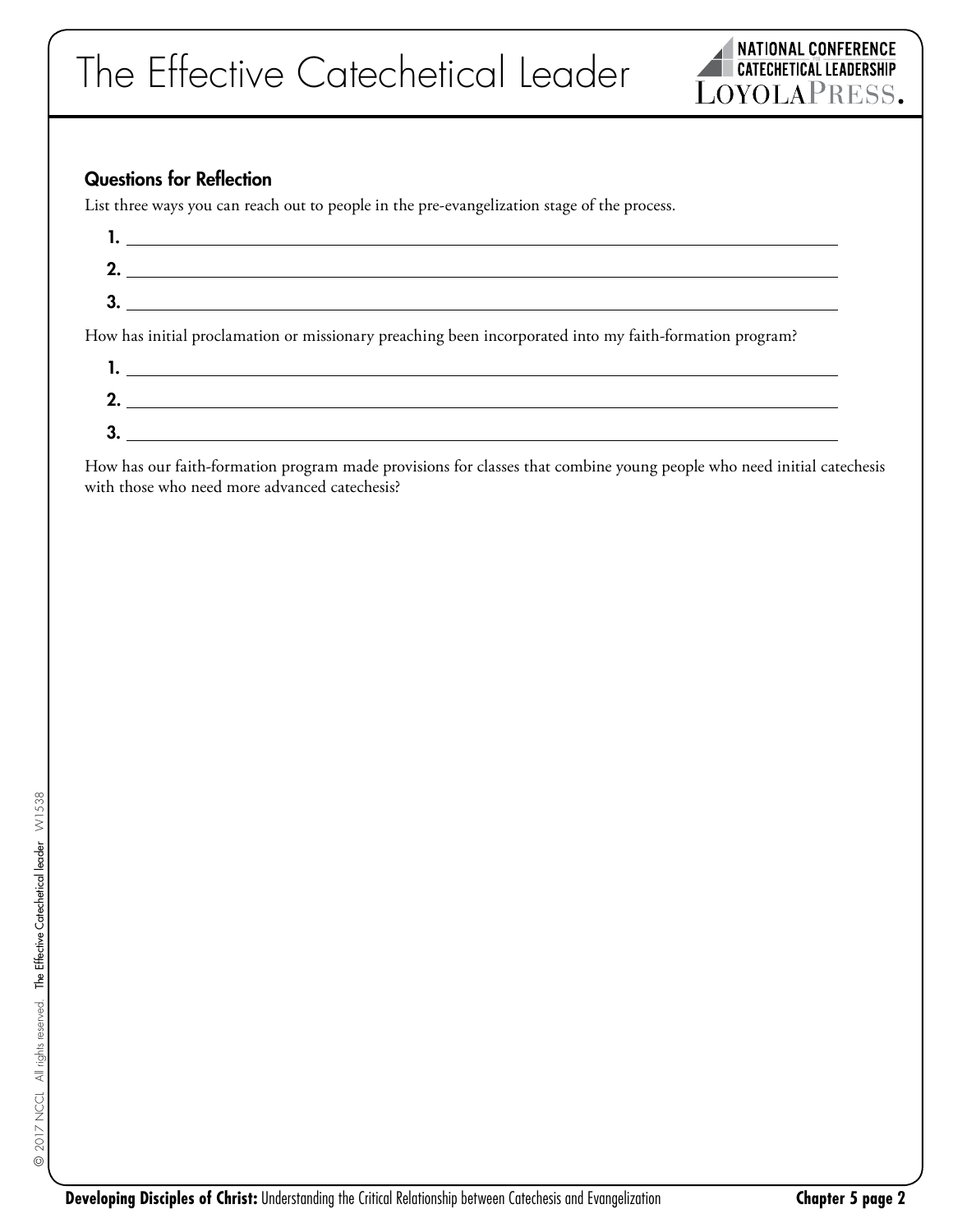### Questions for Reflection

List three ways you can reach out to people in the pre-evangelization stage of the process.

**1.** ______________________________________________

**2.** ______________________________________________

**3.** ______________________________________________

How has initial proclamation or missionary preaching been incorporated into my faith-formation program?

**1.** ______________________________________________

**2.** ______________________________________________

**3.** ______________________________________________

How has our faith-formation program made provisions for classes that combine young people who need initial catechesis with those who need more advanced catechesis?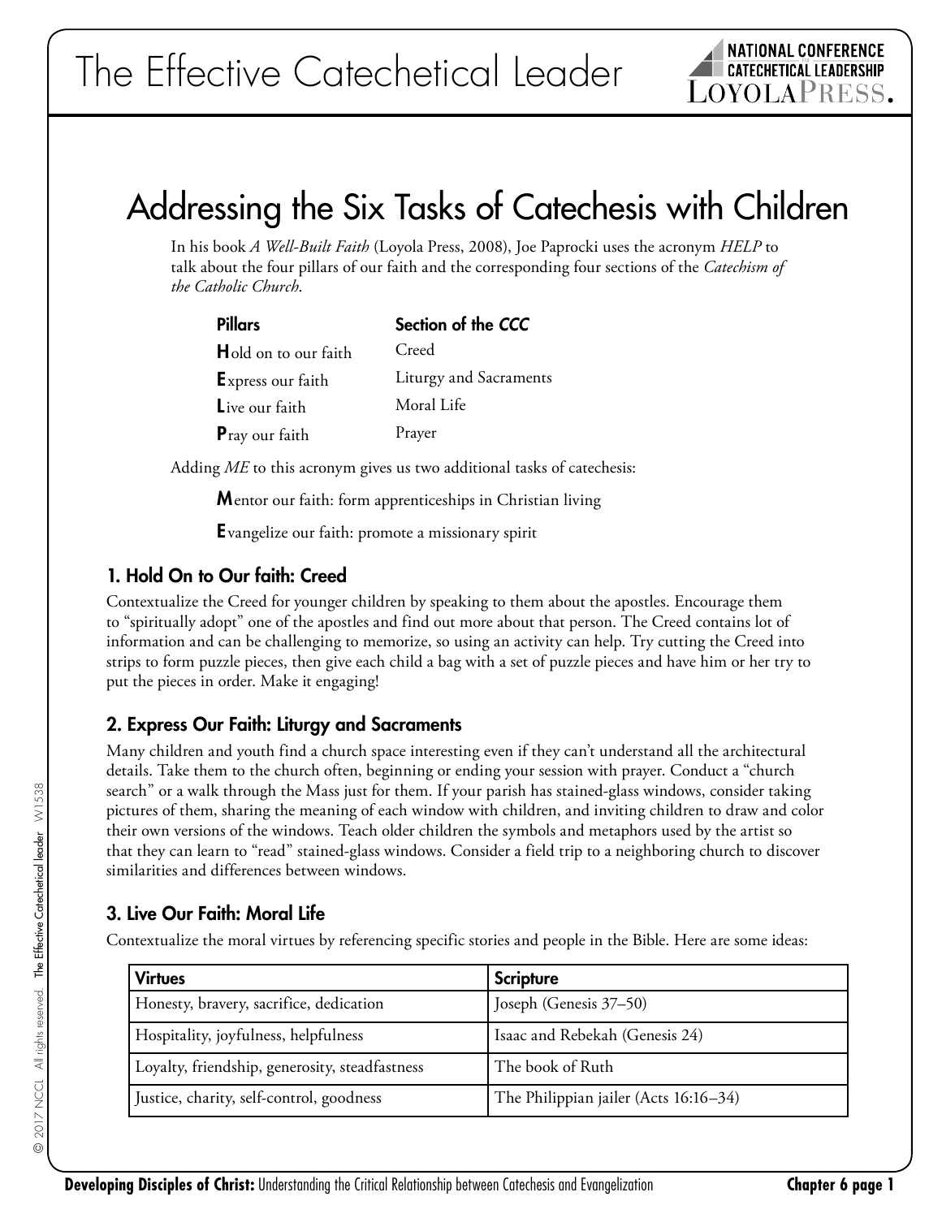# Addressing the Six Tasks of Catechesis with Children

In his book *A Well-Built Faith* (Loyola Press, 2008), Joe Paprocki uses the acronym *HELP* to talk about the four pillars of our faith and the corresponding four sections of the *Catechism of the Catholic Church*.

| **Pillars** | **Section of the *CCC*** |
|---|---|
| **H**old on to our faith | Creed |
| **E**xpress our faith | Liturgy and Sacraments |
| **L**ive our faith | Moral Life |
| **P**ray our faith | Prayer |

Adding *ME* to this acronym gives us two additional tasks of catechesis:

**M**entor our faith: form apprenticeships in Christian living

**E**vangelize our faith: promote a missionary spirit

### 1. Hold On to Our faith: Creed

Contextualize the Creed for younger children by speaking to them about the apostles. Encourage them to "spiritually adopt" one of the apostles and find out more about that person. The Creed contains lot of information and can be challenging to memorize, so using an activity can help. Try cutting the Creed into strips to form puzzle pieces, then give each child a bag with a set of puzzle pieces and have him or her try to put the pieces in order. Make it engaging!

### 2. Express Our Faith: Liturgy and Sacraments

Many children and youth find a church space interesting even if they can't understand all the architectural details. Take them to the church often, beginning or ending your session with prayer. Conduct a "church search" or a walk through the Mass just for them. If your parish has stained-glass windows, consider taking pictures of them, sharing the meaning of each window with children, and inviting children to draw and color their own versions of the windows. Teach older children the symbols and metaphors used by the artist so that they can learn to "read" stained-glass windows. Consider a field trip to a neighboring church to discover similarities and differences between windows.

### 3. Live Our Faith: Moral Life

Contextualize the moral virtues by referencing specific stories and people in the Bible. Here are some ideas:

| Virtues | Scripture |
|---|---|
| Honesty, bravery, sacrifice, dedication | Joseph (Genesis 37–50) |
| Hospitality, joyfulness, helpfulness | Isaac and Rebekah (Genesis 24) |
| Loyalty, friendship, generosity, steadfastness | The book of Ruth |
| Justice, charity, self-control, goodness | The Philippian jailer (Acts 16:16–34) |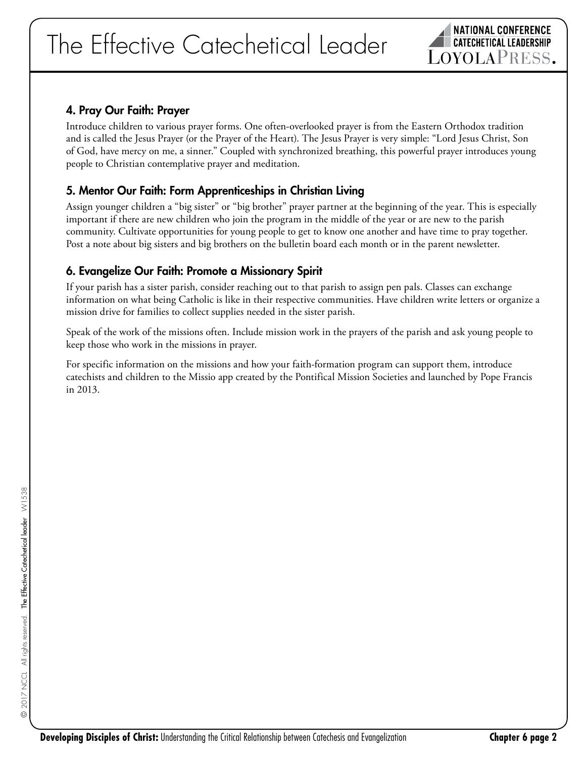### 4. Pray Our Faith: Prayer

Introduce children to various prayer forms. One often-overlooked prayer is from the Eastern Orthodox tradition and is called the Jesus Prayer (or the Prayer of the Heart). The Jesus Prayer is very simple: "Lord Jesus Christ, Son of God, have mercy on me, a sinner." Coupled with synchronized breathing, this powerful prayer introduces young people to Christian contemplative prayer and meditation.

### 5. Mentor Our Faith: Form Apprenticeships in Christian Living

Assign younger children a "big sister" or "big brother" prayer partner at the beginning of the year. This is especially important if there are new children who join the program in the middle of the year or are new to the parish community. Cultivate opportunities for young people to get to know one another and have time to pray together. Post a note about big sisters and big brothers on the bulletin board each month or in the parent newsletter.

### 6. Evangelize Our Faith: Promote a Missionary Spirit

If your parish has a sister parish, consider reaching out to that parish to assign pen pals. Classes can exchange information on what being Catholic is like in their respective communities. Have children write letters or organize a mission drive for families to collect supplies needed in the sister parish.

Speak of the work of the missions often. Include mission work in the prayers of the parish and ask young people to keep those who work in the missions in prayer.

For specific information on the missions and how your faith-formation program can support them, introduce catechists and children to the Missio app created by the Pontifical Mission Societies and launched by Pope Francis in 2013.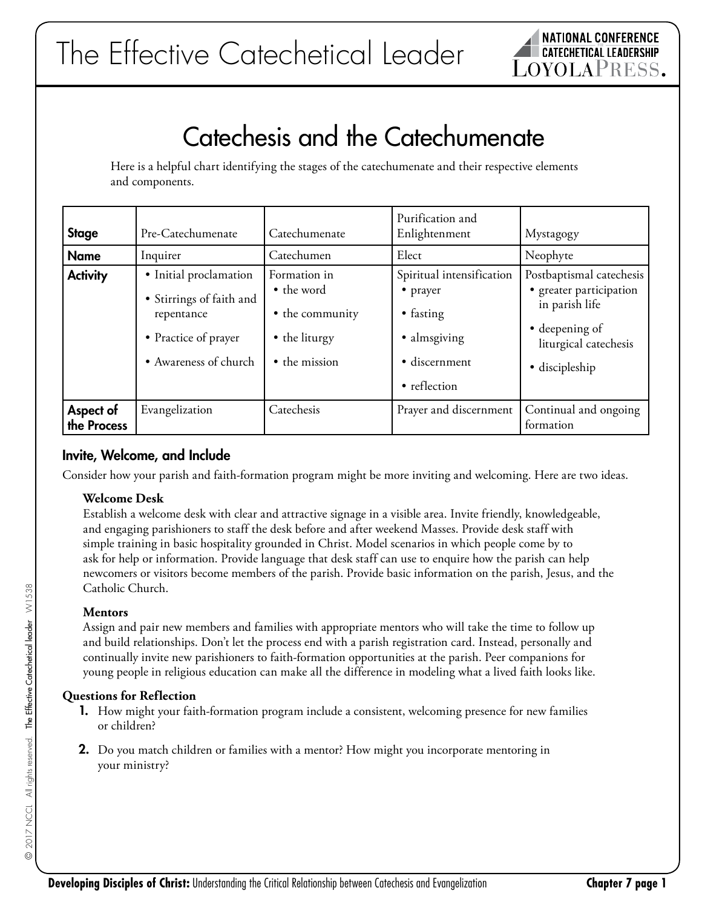# Catechesis and the Catechumenate

Here is a helpful chart identifying the stages of the catechumenate and their respective elements and components.

| **Stage** | Pre-Catechumenate | Catechumenate | Purification and Enlightenment | Mystagogy |
|---|---|---|---|---|
| **Name** | Inquirer | Catechumen | Elect | Neophyte |
| **Activity** | • Initial proclamation<br>• Stirrings of faith and repentance<br>• Practice of prayer<br>• Awareness of church | Formation in<br>• the word<br>• the community<br>• the liturgy<br>• the mission | Spiritual intensification<br>• prayer<br>• fasting<br>• almsgiving<br>• discernment<br>• reflection | Postbaptismal catechesis<br>• greater participation in parish life<br>• deepening of liturgical catechesis<br>• discipleship |
| **Aspect of the Process** | Evangelization | Catechesis | Prayer and discernment | Continual and ongoing formation |

## Invite, Welcome, and Include

Consider how your parish and faith-formation program might be more inviting and welcoming. Here are two ideas.

**Welcome Desk**
Establish a welcome desk with clear and attractive signage in a visible area. Invite friendly, knowledgeable, and engaging parishioners to staff the desk before and after weekend Masses. Provide desk staff with simple training in basic hospitality grounded in Christ. Model scenarios in which people come by to ask for help or information. Provide language that desk staff can use to enquire how the parish can help newcomers or visitors become members of the parish. Provide basic information on the parish, Jesus, and the Catholic Church.

**Mentors**
Assign and pair new members and families with appropriate mentors who will take the time to follow up and build relationships. Don't let the process end with a parish registration card. Instead, personally and continually invite new parishioners to faith-formation opportunities at the parish. Peer companions for young people in religious education can make all the difference in modeling what a lived faith looks like.

**Questions for Reflection**

1. How might your faith-formation program include a consistent, welcoming presence for new families or children?
2. Do you match children or families with a mentor? How might you incorporate mentoring in your ministry?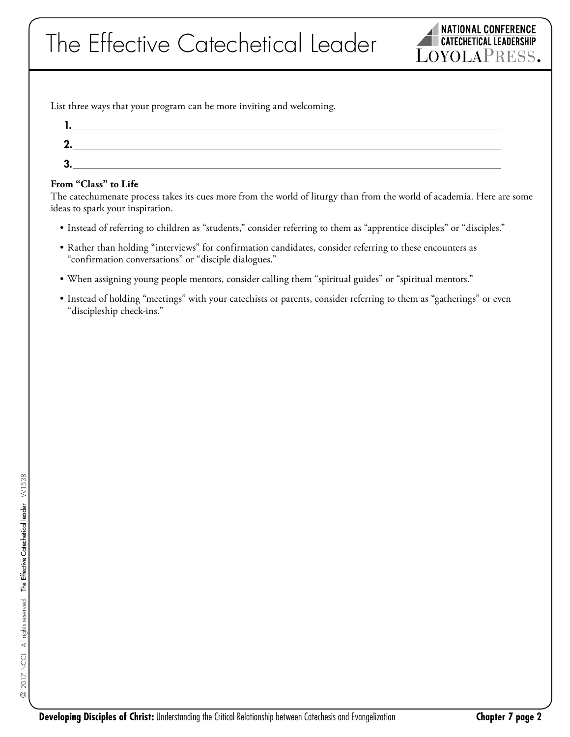List three ways that your program can be more inviting and welcoming.

1. ______________________________________________

2. ______________________________________________

3. ______________________________________________

**From "Class" to Life**

The catechumenate process takes its cues more from the world of liturgy than from the world of academia. Here are some ideas to spark your inspiration.

- Instead of referring to children as "students," consider referring to them as "apprentice disciples" or "disciples."
- Rather than holding "interviews" for confirmation candidates, consider referring to these encounters as "confirmation conversations" or "disciple dialogues."
- When assigning young people mentors, consider calling them "spiritual guides" or "spiritual mentors."
- Instead of holding "meetings" with your catechists or parents, consider referring to them as "gatherings" or even "discipleship check-ins."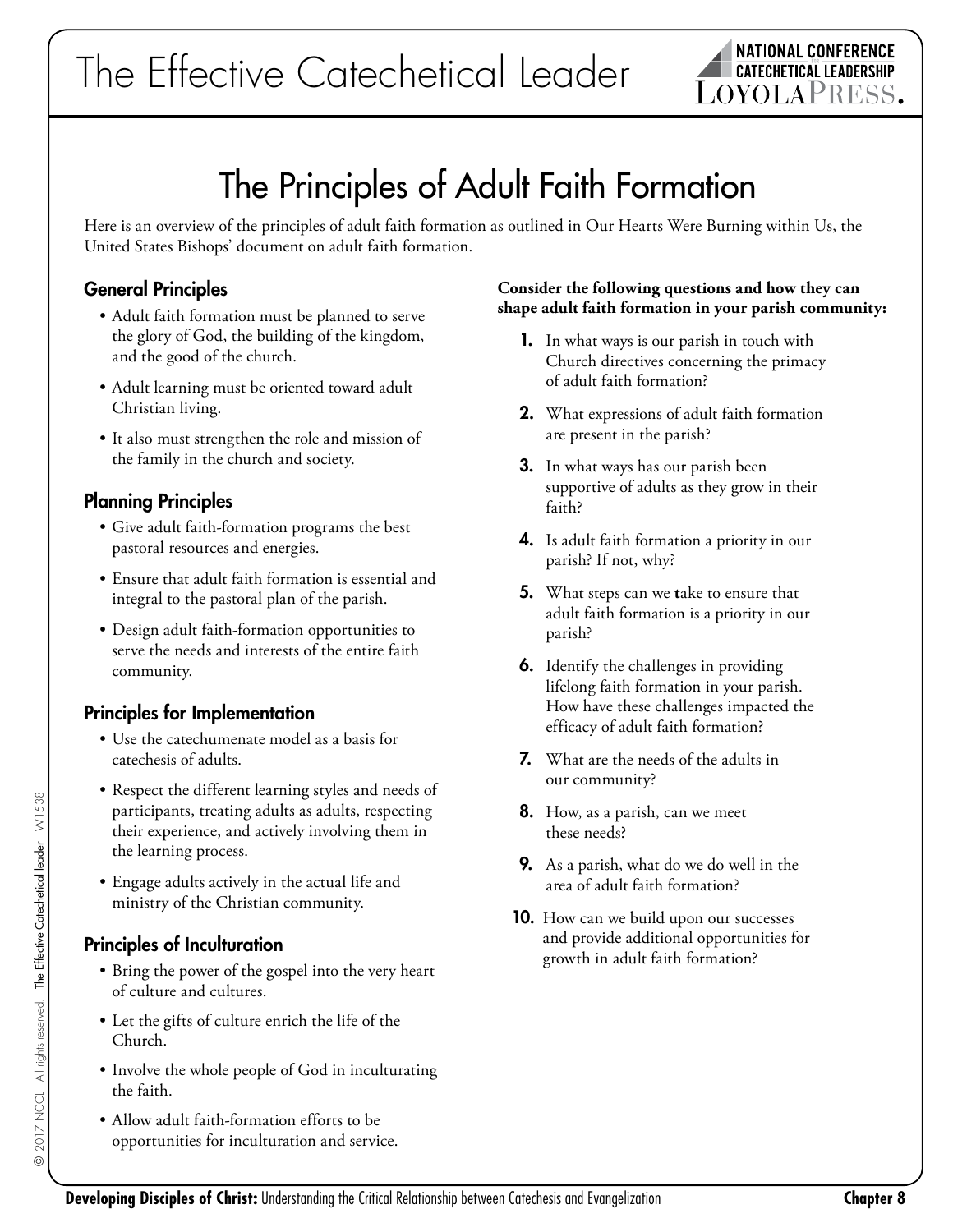# The Principles of Adult Faith Formation

Here is an overview of the principles of adult faith formation as outlined in Our Hearts Were Burning within Us, the United States Bishops' document on adult faith formation.

## General Principles

- Adult faith formation must be planned to serve the glory of God, the building of the kingdom, and the good of the church.
- Adult learning must be oriented toward adult Christian living.
- It also must strengthen the role and mission of the family in the church and society.

## Planning Principles

- Give adult faith-formation programs the best pastoral resources and energies.
- Ensure that adult faith formation is essential and integral to the pastoral plan of the parish.
- Design adult faith-formation opportunities to serve the needs and interests of the entire faith community.

## Principles for Implementation

- Use the catechumenate model as a basis for catechesis of adults.
- Respect the different learning styles and needs of participants, treating adults as adults, respecting their experience, and actively involving them in the learning process.
- Engage adults actively in the actual life and ministry of the Christian community.

## Principles of Inculturation

- Bring the power of the gospel into the very heart of culture and cultures.
- Let the gifts of culture enrich the life of the Church.
- Involve the whole people of God in inculturating the faith.
- Allow adult faith-formation efforts to be opportunities for inculturation and service.

**Consider the following questions and how they can shape adult faith formation in your parish community:**

1. In what ways is our parish in touch with Church directives concerning the primacy of adult faith formation?
2. What expressions of adult faith formation are present in the parish?
3. In what ways has our parish been supportive of adults as they grow in their faith?
4. Is adult faith formation a priority in our parish? If not, why?
5. What steps can we take to ensure that adult faith formation is a priority in our parish?
6. Identify the challenges in providing lifelong faith formation in your parish. How have these challenges impacted the efficacy of adult faith formation?
7. What are the needs of the adults in our community?
8. How, as a parish, can we meet these needs?
9. As a parish, what do we do well in the area of adult faith formation?
10. How can we build upon our successes and provide additional opportunities for growth in adult faith formation?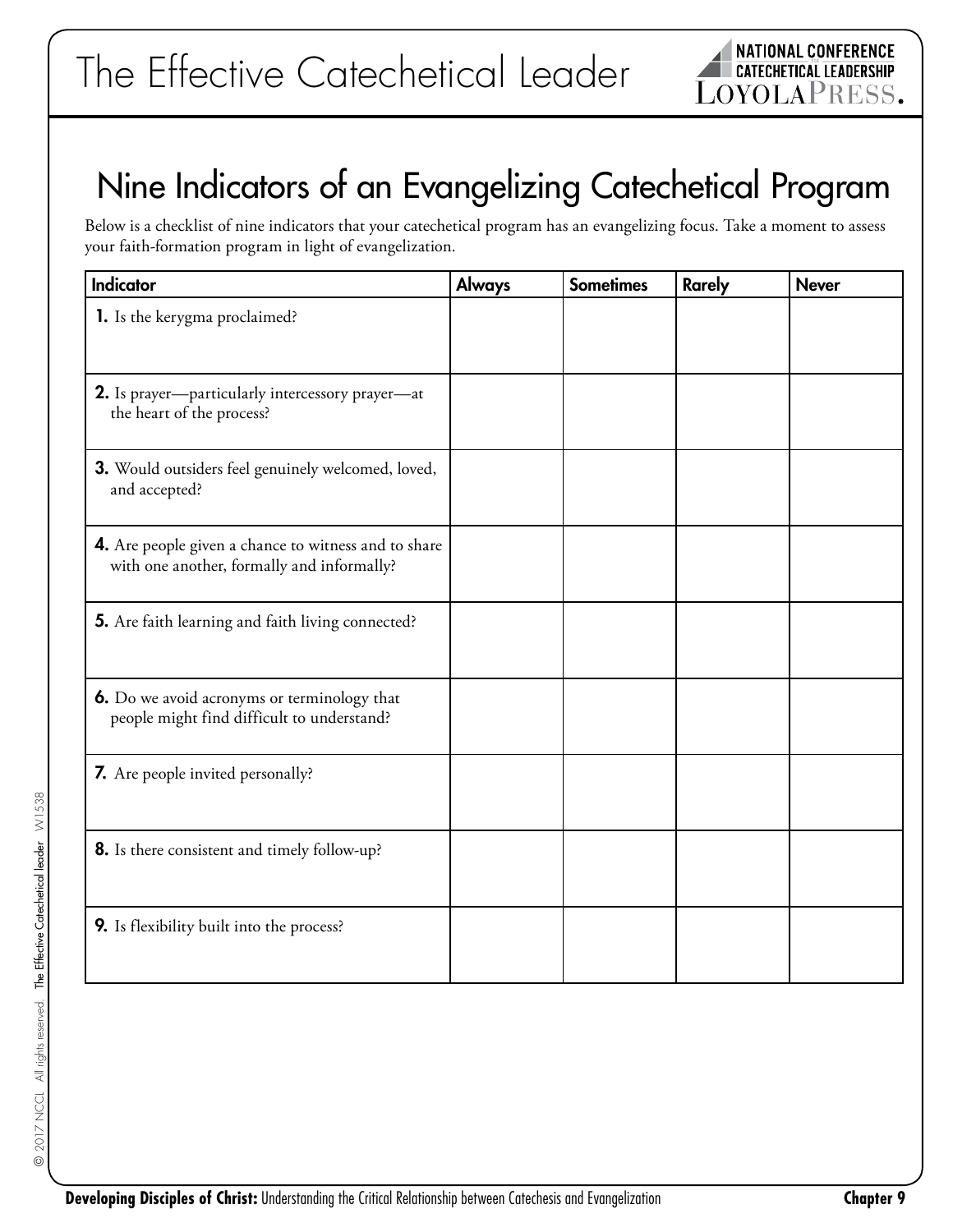# Nine Indicators of an Evangelizing Catechetical Program

Below is a checklist of nine indicators that your catechetical program has an evangelizing focus. Take a moment to assess your faith-formation program in light of evangelization.

| Indicator | Always | Sometimes | Rarely | Never |
|---|---|---|---|---|
| **1.** Is the kerygma proclaimed? | | | | |
| **2.** Is prayer—particularly intercessory prayer—at the heart of the process? | | | | |
| **3.** Would outsiders feel genuinely welcomed, loved, and accepted? | | | | |
| **4.** Are people given a chance to witness and to share with one another, formally and informally? | | | | |
| **5.** Are faith learning and faith living connected? | | | | |
| **6.** Do we avoid acronyms or terminology that people might find difficult to understand? | | | | |
| **7.** Are people invited personally? | | | | |
| **8.** Is there consistent and timely follow-up? | | | | |
| **9.** Is flexibility built into the process? | | | | |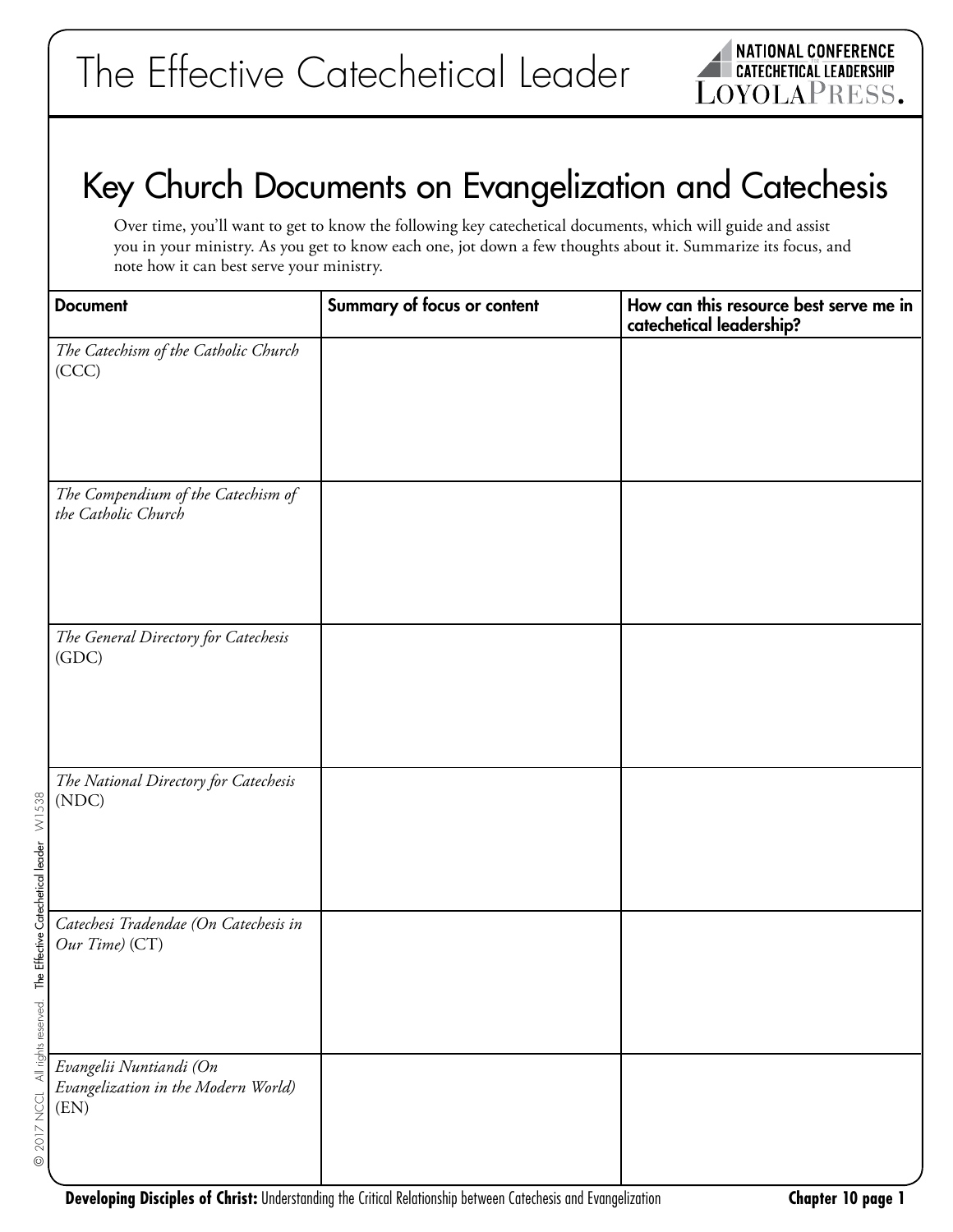## Key Church Documents on Evangelization and Catechesis

Over time, you'll want to get to know the following key catechetical documents, which will guide and assist you in your ministry. As you get to know each one, jot down a few thoughts about it. Summarize its focus, and note how it can best serve your ministry.

| Document | Summary of focus or content | How can this resource best serve me in catechetical leadership? |
|---|---|---|
| *The Catechism of the Catholic Church* (CCC) | | |
| *The Compendium of the Catechism of the Catholic Church* | | |
| *The General Directory for Catechesis* (GDC) | | |
| *The National Directory for Catechesis* (NDC) | | |
| *Catechesi Tradendae (On Catechesis in Our Time)* (CT) | | |
| *Evangelii Nuntiandi (On Evangelization in the Modern World)* (EN) | | |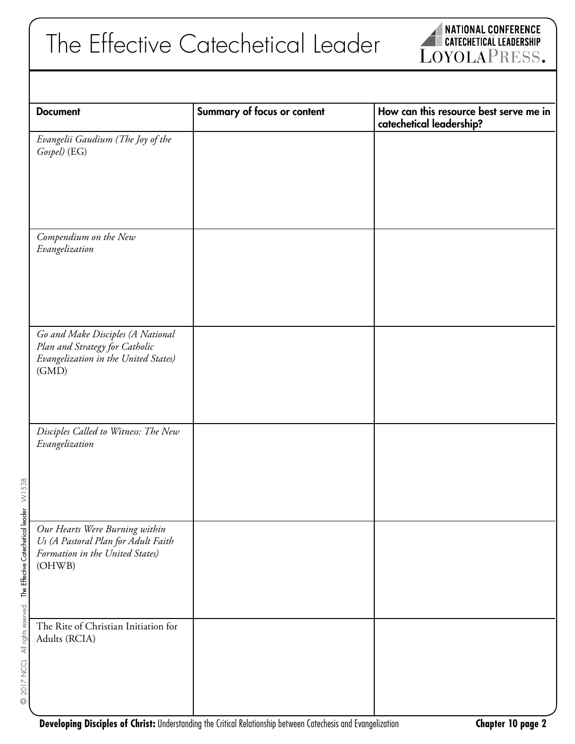# The Effective Catechetical Leader

| Document | Summary of focus or content | How can this resource best serve me in catechetical leadership? |
|---|---|---|
| *Evangelii Gaudium (The Joy of the Gospel)* (EG) | | |
| *Compendium on the New Evangelization* | | |
| *Go and Make Disciples (A National Plan and Strategy for Catholic Evangelization in the United States)* (GMD) | | |
| *Disciples Called to Witness: The New Evangelization* | | |
| *Our Hearts Were Burning within Us (A Pastoral Plan for Adult Faith Formation in the United States)* (OHWB) | | |
| The Rite of Christian Initiation for Adults (RCIA) | | |